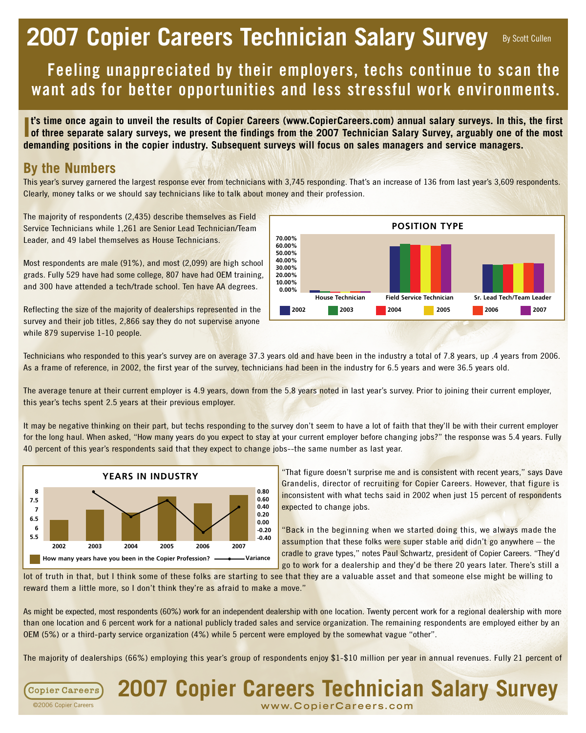# 2007 Copier Careers Technician Salary Survey

By Scott Cullen

## Feeling unappreciated by their employers, techs continue to scan the want ads for better opportunities and less stressful work environments.

**It's time once again to unveil the results of Copier Careers (www.CopierCareers.com) annual salary surveys. In this, the first of three separate salary surveys, we present the findings from the 2007 Technician Salary Survey, arguably one of the most demanding positions in the copier industry. Subsequent surveys will focus on sales managers and service managers.**

## By the Numbers

This year's survey garnered the largest response ever from technicians with 3,745 responding. That's an increase of 136 from last year's 3,609 respondents. Clearly, money talks or we should say technicians like to talk about money and their profession.

The majority of respondents (2,435) describe themselves as Field Service Technicians while 1,261 are Senior Lead Technician/Team Leader, and 49 label themselves as House Technicians.

Most respondents are male (91%), and most (2,099) are high school grads. Fully 529 have had some college, 807 have had OEM training, and 300 have attended a tech/trade school. Ten have AA degrees.

Reflecting the size of the majority of dealerships represented in the survey and their job titles, 2,866 say they do not supervise anyone while 879 supervise 1-10 people.

**POSITION TYPE**

(Bar chart: House Technician, Field Service Technician, Sr. Lead Tech/Team Leader; years 2002–2007; y-axis 0.00%–70.00%)

Technicians who responded to this year's survey are on average 37.3 years old and have been in the industry a total of 7.8 years, up .4 years from 2006. As a frame of reference, in 2002, the first year of the survey, technicians had been in the industry for 6.5 years and were 36.5 years old.

The average tenure at their current employer is 4.9 years, down from the 5.8 years noted in last year's survey. Prior to joining their current employer, this year's techs spent 2.5 years at their previous employer.

It may be negative thinking on their part, but techs responding to the survey don't seem to have a lot of faith that they'll be with their current employer for the long haul. When asked, "How many years do you expect to stay at your current employer before changing jobs?" the response was 5.4 years. Fully 40 percent of this year's respondents said that they expect to change jobs--the same number as last year.

**YEARS IN INDUSTRY**

(Bar chart with line: How many years have you been in the Copier Profession? — 2002 to 2007; Variance line)

"That figure doesn't surprise me and is consistent with recent years," says Dave Grandelis, director of recruiting for Copier Careers. However, that figure is inconsistent with what techs said in 2002 when just 15 percent of respondents expected to change jobs.

"Back in the beginning when we started doing this, we always made the assumption that these folks were super stable and didn't go anywhere – the cradle to grave types," notes Paul Schwartz, president of Copier Careers. "They'd go to work for a dealership and they'd be there 20 years later. There's still a lot of truth in that, but I think some of these folks are starting to see that they are a valuable asset and that someone else might be willing to reward them a little more, so I don't think they're as afraid to make a move."

As might be expected, most respondents (60%) work for an independent dealership with one location. Twenty percent work for a regional dealership with more than one location and 6 percent work for a national publicly traded sales and service organization. The remaining respondents are employed either by an OEM (5%) or a third-party service organization (4%) while 5 percent were employed by the somewhat vague "other".

The majority of dealerships (66%) employing this year's group of respondents enjoy $1-$10 million per year in annual revenues. Fully 21 percent of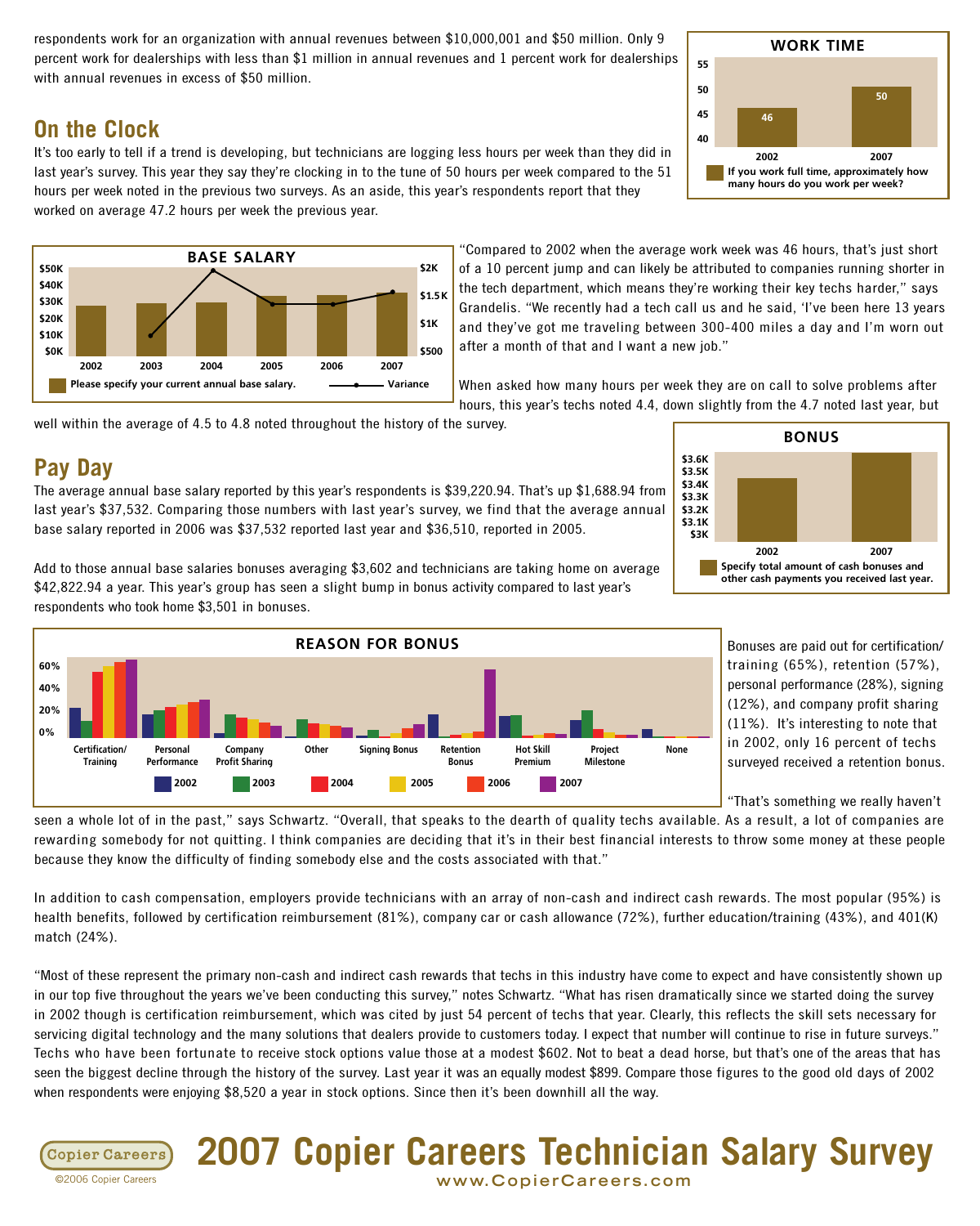respondents work for an organization with annual revenues between $10,000,001 and $50 million. Only 9 percent work for dealerships with less than $1 million in annual revenues and 1 percent work for dealerships with annual revenues in excess of $50 million.

## On the Clock

It's too early to tell if a trend is developing, but technicians are logging less hours per week than they did in last year's survey. This year they say they're clocking in to the tune of 50 hours per week compared to the 51 hours per week noted in the previous two surveys. As an aside, this year's respondents report that they worked on average 47.2 hours per week the previous year.

**WORK TIME**

| | 2002 | 2007 |
|---|---|---|
| If you work full time, approximately how many hours do you work per week? | 46 | 50 |

**BASE SALARY**

Please specify your current annual base salary. — Variance

"Compared to 2002 when the average work week was 46 hours, that's just short of a 10 percent jump and can likely be attributed to companies running shorter in the tech department, which means they're working their key techs harder," says Grandelis. "We recently had a tech call us and he said, 'I've been here 13 years and they've got me traveling between 300-400 miles a day and I'm worn out after a month of that and I want a new job."

When asked how many hours per week they are on call to solve problems after hours, this year's techs noted 4.4, down slightly from the 4.7 noted last year, but well within the average of 4.5 to 4.8 noted throughout the history of the survey.

## Pay Day

The average annual base salary reported by this year's respondents is $39,220.94. That's up $1,688.94 from last year's $37,532. Comparing those numbers with last year's survey, we find that the average annual base salary reported in 2006 was $37,532 reported last year and $36,510, reported in 2005.

Add to those annual base salaries bonuses averaging $3,602 and technicians are taking home on average $42,822.94 a year. This year's group has seen a slight bump in bonus activity compared to last year's respondents who took home $3,501 in bonuses.

**BONUS**

Specify total amount of cash bonuses and other cash payments you received last year. (2002, 2007)

**REASON FOR BONUS**

Categories: Certification/Training, Personal Performance, Company Profit Sharing, Other, Signing Bonus, Retention Bonus, Hot Skill Premium, Project Milestone, None (2002, 2003, 2004, 2005, 2006, 2007)

Bonuses are paid out for certification/training (65%), retention (57%), personal performance (28%), signing (12%), and company profit sharing (11%). It's interesting to note that in 2002, only 16 percent of techs surveyed received a retention bonus.

"That's something we really haven't seen a whole lot of in the past," says Schwartz. "Overall, that speaks to the dearth of quality techs available. As a result, a lot of companies are rewarding somebody for not quitting. I think companies are deciding that it's in their best financial interests to throw some money at these people because they know the difficulty of finding somebody else and the costs associated with that."

In addition to cash compensation, employers provide technicians with an array of non-cash and indirect cash rewards. The most popular (95%) is health benefits, followed by certification reimbursement (81%), company car or cash allowance (72%), further education/training (43%), and 401(K) match (24%).

"Most of these represent the primary non-cash and indirect cash rewards that techs in this industry have come to expect and have consistently shown up in our top five throughout the years we've been conducting this survey," notes Schwartz. "What has risen dramatically since we started doing the survey in 2002 though is certification reimbursement, which was cited by just 54 percent of techs that year. Clearly, this reflects the skill sets necessary for servicing digital technology and the many solutions that dealers provide to customers today. I expect that number will continue to rise in future surveys." Techs who have been fortunate to receive stock options value those at a modest $602. Not to beat a dead horse, but that's one of the areas that has seen the biggest decline through the history of the survey. Last year it was an equally modest $899. Compare those figures to the good old days of 2002 when respondents were enjoying $8,520 a year in stock options. Since then it's been downhill all the way.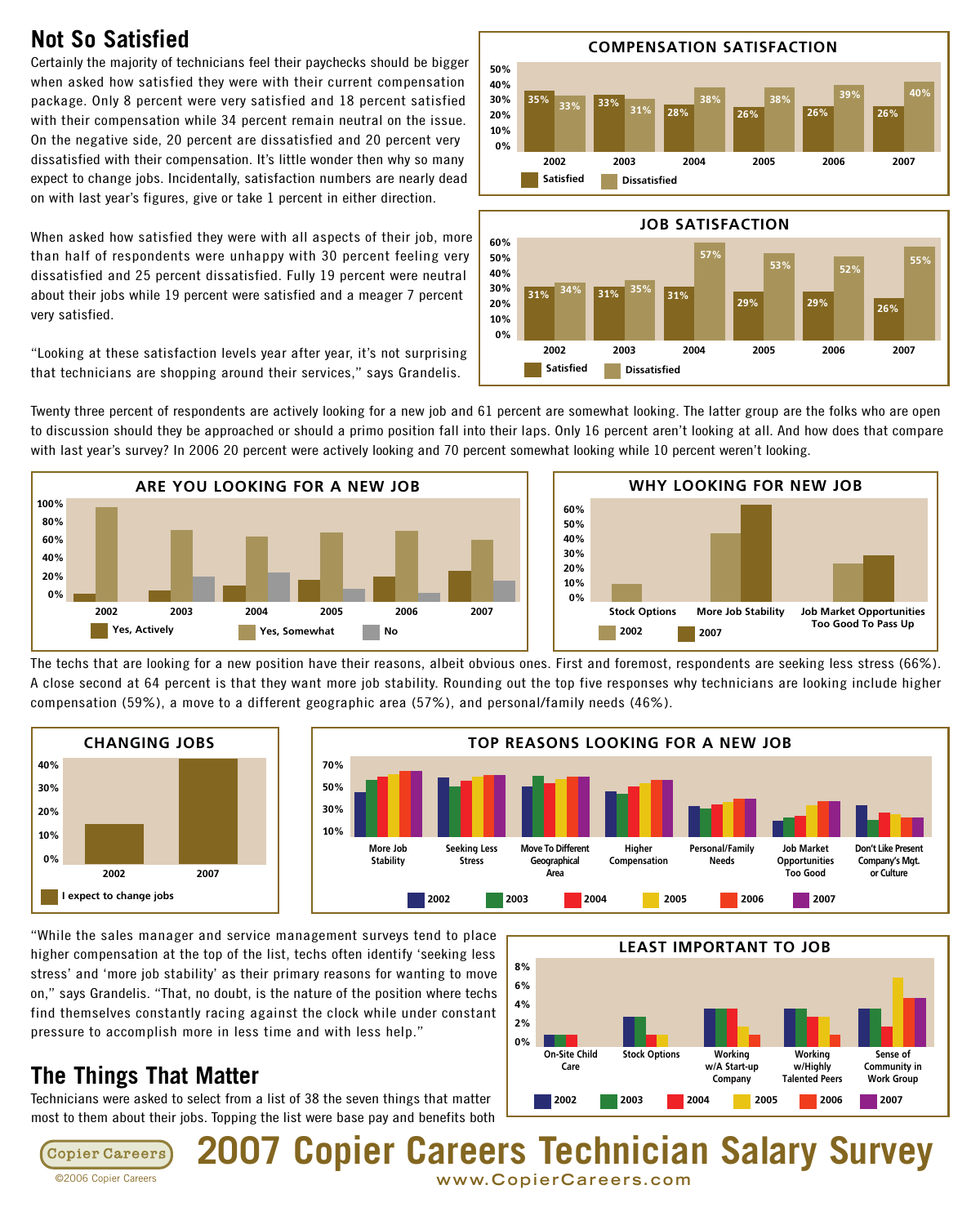## Not So Satisfied

Certainly the majority of technicians feel their paychecks should be bigger when asked how satisfied they were with their current compensation package. Only 8 percent were very satisfied and 18 percent satisfied with their compensation while 34 percent remain neutral on the issue. On the negative side, 20 percent are dissatisfied and 20 percent very dissatisfied with their compensation. It's little wonder then why so many expect to change jobs. Incidentally, satisfaction numbers are nearly dead on with last year's figures, give or take 1 percent in either direction.

**COMPENSATION SATISFACTION**

| | 2002 | 2003 | 2004 | 2005 | 2006 | 2007 |
|---|---|---|---|---|---|---|
| Satisfied | 35% | 33% | 28% | 26% | 26% | 26% |
| Dissatisfied | 33% | 31% | 38% | 38% | 39% | 40% |

When asked how satisfied they were with all aspects of their job, more than half of respondents were unhappy with 30 percent feeling very dissatisfied and 25 percent dissatisfied. Fully 19 percent were neutral about their jobs while 19 percent were satisfied and a meager 7 percent very satisfied.

**JOB SATISFACTION**

| | 2002 | 2003 | 2004 | 2005 | 2006 | 2007 |
|---|---|---|---|---|---|---|
| Satisfied | 31% | 31% | 31% | 29% | 29% | 26% |
| Dissatisfied | 34% | 35% | 57% | 53% | 52% | 55% |

"Looking at these satisfaction levels year after year, it's not surprising that technicians are shopping around their services," says Grandelis.

Twenty three percent of respondents are actively looking for a new job and 61 percent are somewhat looking. The latter group are the folks who are open to discussion should they be approached or should a primo position fall into their laps. Only 16 percent aren't looking at all. And how does that compare with last year's survey? In 2006 20 percent were actively looking and 70 percent somewhat looking while 10 percent weren't looking.

**ARE YOU LOOKING FOR A NEW JOB** (Yes, Actively / Yes, Somewhat / No; 2002–2007)

**WHY LOOKING FOR NEW JOB** (Stock Options / More Job Stability / Job Market Opportunities Too Good To Pass Up; 2002, 2007)

The techs that are looking for a new position have their reasons, albeit obvious ones. First and foremost, respondents are seeking less stress (66%). A close second at 64 percent is that they want more job stability. Rounding out the top five responses why technicians are looking include higher compensation (59%), a move to a different geographic area (57%), and personal/family needs (46%).

**CHANGING JOBS** (I expect to change jobs; 2002, 2007)

**TOP REASONS LOOKING FOR A NEW JOB** (More Job Stability / Seeking Less Stress / Move To Different Geographical Area / Higher Compensation / Personal/Family Needs / Job Market Opportunities Too Good / Don't Like Present Company's Mgt. or Culture; 2002–2007)

"While the sales manager and service management surveys tend to place higher compensation at the top of the list, techs often identify 'seeking less stress' and 'more job stability' as their primary reasons for wanting to move on," says Grandelis. "That, no doubt, is the nature of the position where techs find themselves constantly racing against the clock while under constant pressure to accomplish more in less time and with less help."

**LEAST IMPORTANT TO JOB** (On-Site Child Care / Stock Options / Working w/A Start-up Company / Working w/Highly Talented Peers / Sense of Community in Work Group; 2002–2007)

## The Things That Matter

Technicians were asked to select from a list of 38 the seven things that matter most to them about their jobs. Topping the list were base pay and benefits both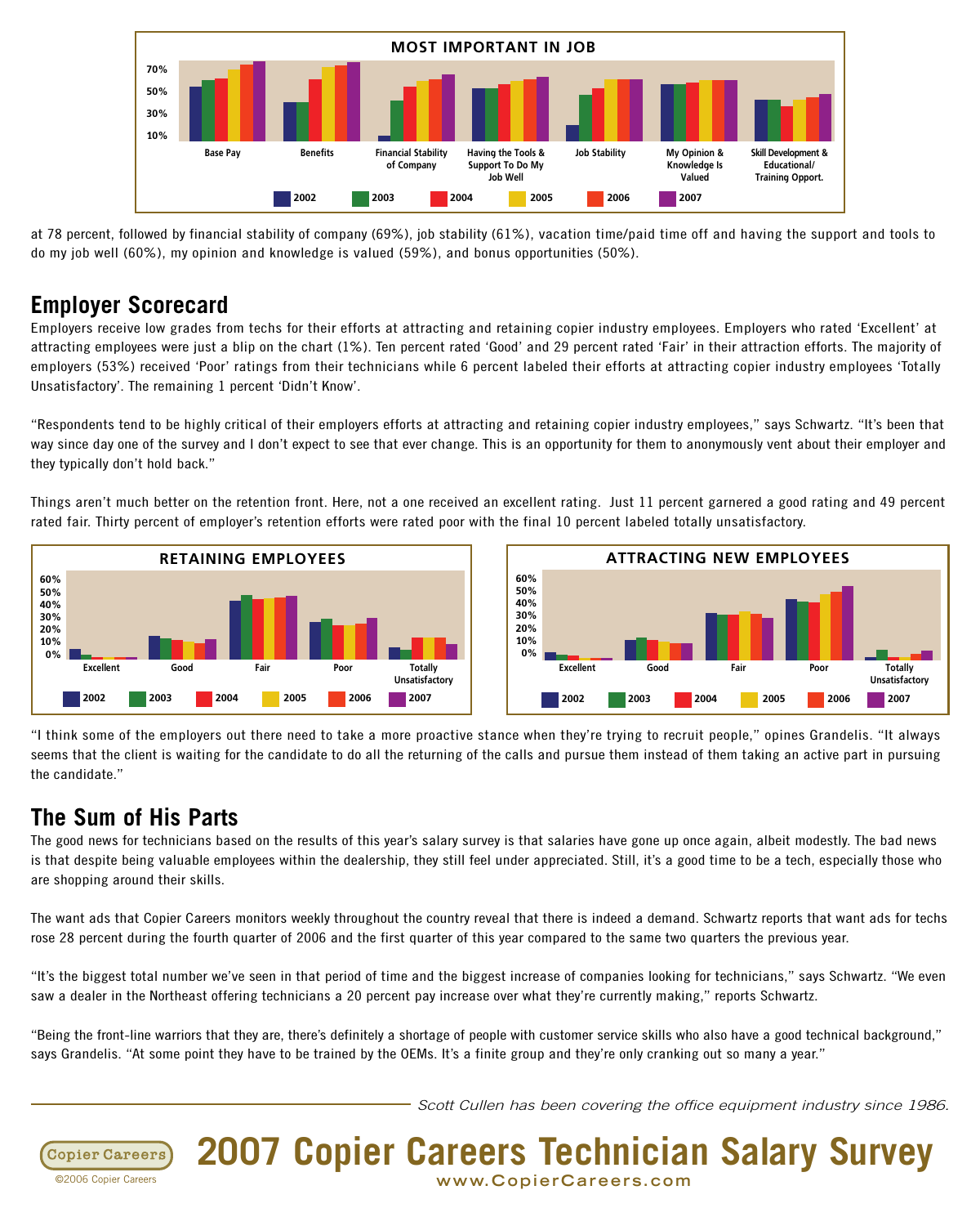**MOST IMPORTANT IN JOB**

70%
50%
30%
10%

Base Pay
Benefits
Financial Stability of Company
Having the Tools & Support To Do My Job Well
Job Stability
My Opinion & Knowledge Is Valued
Skill Development & Educational/ Training Opport.

2002 2003 2004 2005 2006 2007

at 78 percent, followed by financial stability of company (69%), job stability (61%), vacation time/paid time off and having the support and tools to do my job well (60%), my opinion and knowledge is valued (59%), and bonus opportunities (50%).

## Employer Scorecard

Employers receive low grades from techs for their efforts at attracting and retaining copier industry employees. Employers who rated 'Excellent' at attracting employees were just a blip on the chart (1%). Ten percent rated 'Good' and 29 percent rated 'Fair' in their attraction efforts. The majority of employers (53%) received 'Poor' ratings from their technicians while 6 percent labeled their efforts at attracting copier industry employees 'Totally Unsatisfactory'. The remaining 1 percent 'Didn't Know'.

"Respondents tend to be highly critical of their employers efforts at attracting and retaining copier industry employees," says Schwartz. "It's been that way since day one of the survey and I don't expect to see that ever change. This is an opportunity for them to anonymously vent about their employer and they typically don't hold back."

Things aren't much better on the retention front. Here, not a one received an excellent rating. Just 11 percent garnered a good rating and 49 percent rated fair. Thirty percent of employer's retention efforts were rated poor with the final 10 percent labeled totally unsatisfactory.

**RETAINING EMPLOYEES**

60%
50%
40%
30%
20%
10%
0%

Excellent
Good
Fair
Poor
Totally Unsatisfactory

2002 2003 2004 2005 2006 2007

**ATTRACTING NEW EMPLOYEES**

60%
50%
40%
30%
20%
10%
0%

Excellent
Good
Fair
Poor
Totally Unsatisfactory

2002 2003 2004 2005 2006 2007

"I think some of the employers out there need to take a more proactive stance when they're trying to recruit people," opines Grandelis. "It always seems that the client is waiting for the candidate to do all the returning of the calls and pursue them instead of them taking an active part in pursuing the candidate."

## The Sum of His Parts

The good news for technicians based on the results of this year's salary survey is that salaries have gone up once again, albeit modestly. The bad news is that despite being valuable employees within the dealership, they still feel under appreciated. Still, it's a good time to be a tech, especially those who are shopping around their skills.

The want ads that Copier Careers monitors weekly throughout the country reveal that there is indeed a demand. Schwartz reports that want ads for techs rose 28 percent during the fourth quarter of 2006 and the first quarter of this year compared to the same two quarters the previous year.

"It's the biggest total number we've seen in that period of time and the biggest increase of companies looking for technicians," says Schwartz. "We even saw a dealer in the Northeast offering technicians a 20 percent pay increase over what they're currently making," reports Schwartz.

"Being the front-line warriors that they are, there's definitely a shortage of people with customer service skills who also have a good technical background," says Grandelis. "At some point they have to be trained by the OEMs. It's a finite group and they're only cranking out so many a year."

*Scott Cullen has been covering the office equipment industry since 1986.*